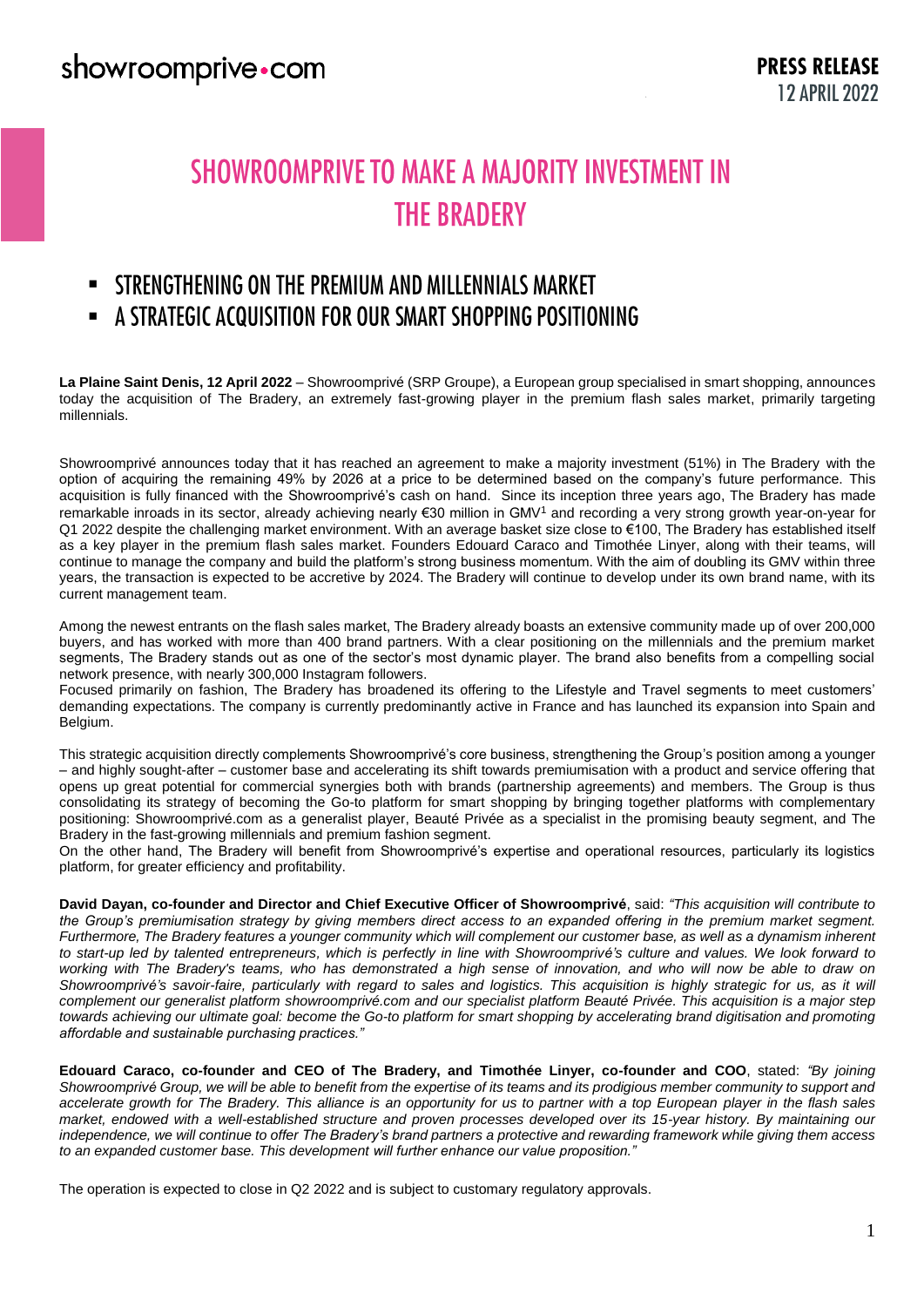showroomprive•com

**PRESS RELEASE**
12 APRIL 2022

# SHOWROOMPRIVE TO MAKE A MAJORITY INVESTMENT IN THE BRADERY

- STRENGTHENING ON THE PREMIUM AND MILLENNIALS MARKET
- A STRATEGIC ACQUISITION FOR OUR SMART SHOPPING POSITIONING

**La Plaine Saint Denis, 12 April 2022** – Showroomprivé (SRP Groupe), a European group specialised in smart shopping, announces today the acquisition of The Bradery, an extremely fast-growing player in the premium flash sales market, primarily targeting millennials.

Showroomprivé announces today that it has reached an agreement to make a majority investment (51%) in The Bradery with the option of acquiring the remaining 49% by 2026 at a price to be determined based on the company's future performance. This acquisition is fully financed with the Showroomprivé's cash on hand. Since its inception three years ago, The Bradery has made remarkable inroads in its sector, already achieving nearly €30 million in GMV[1] and recording a very strong growth year-on-year for Q1 2022 despite the challenging market environment. With an average basket size close to €100, The Bradery has established itself as a key player in the premium flash sales market. Founders Edouard Caraco and Timothée Linyer, along with their teams, will continue to manage the company and build the platform's strong business momentum. With the aim of doubling its GMV within three years, the transaction is expected to be accretive by 2024. The Bradery will continue to develop under its own brand name, with its current management team.

Among the newest entrants on the flash sales market, The Bradery already boasts an extensive community made up of over 200,000 buyers, and has worked with more than 400 brand partners. With a clear positioning on the millennials and the premium market segments, The Bradery stands out as one of the sector's most dynamic player. The brand also benefits from a compelling social network presence, with nearly 300,000 Instagram followers.
Focused primarily on fashion, The Bradery has broadened its offering to the Lifestyle and Travel segments to meet customers' demanding expectations. The company is currently predominantly active in France and has launched its expansion into Spain and Belgium.

This strategic acquisition directly complements Showroomprivé's core business, strengthening the Group's position among a younger – and highly sought-after – customer base and accelerating its shift towards premiumisation with a product and service offering that opens up great potential for commercial synergies both with brands (partnership agreements) and members. The Group is thus consolidating its strategy of becoming the Go-to platform for smart shopping by bringing together platforms with complementary positioning: Showroomprivé.com as a generalist player, Beauté Privée as a specialist in the promising beauty segment, and The Bradery in the fast-growing millennials and premium fashion segment.
On the other hand, The Bradery will benefit from Showroomprivé's expertise and operational resources, particularly its logistics platform, for greater efficiency and profitability.

**David Dayan, co-founder and Director and Chief Executive Officer of Showroomprivé**, said: *"This acquisition will contribute to the Group's premiumisation strategy by giving members direct access to an expanded offering in the premium market segment. Furthermore, The Bradery features a younger community which will complement our customer base, as well as a dynamism inherent to start-up led by talented entrepreneurs, which is perfectly in line with Showroomprivé's culture and values. We look forward to working with The Bradery's teams, who has demonstrated a high sense of innovation, and who will now be able to draw on Showroomprivé's savoir-faire, particularly with regard to sales and logistics. This acquisition is highly strategic for us, as it will complement our generalist platform showroomprivé.com and our specialist platform Beauté Privée. This acquisition is a major step towards achieving our ultimate goal: become the Go-to platform for smart shopping by accelerating brand digitisation and promoting affordable and sustainable purchasing practices."*

**Edouard Caraco, co-founder and CEO of The Bradery, and Timothée Linyer, co-founder and COO**, stated: *"By joining Showroomprivé Group, we will be able to benefit from the expertise of its teams and its prodigious member community to support and accelerate growth for The Bradery. This alliance is an opportunity for us to partner with a top European player in the flash sales market, endowed with a well-established structure and proven processes developed over its 15-year history. By maintaining our independence, we will continue to offer The Bradery's brand partners a protective and rewarding framework while giving them access to an expanded customer base. This development will further enhance our value proposition."*

The operation is expected to close in Q2 2022 and is subject to customary regulatory approvals.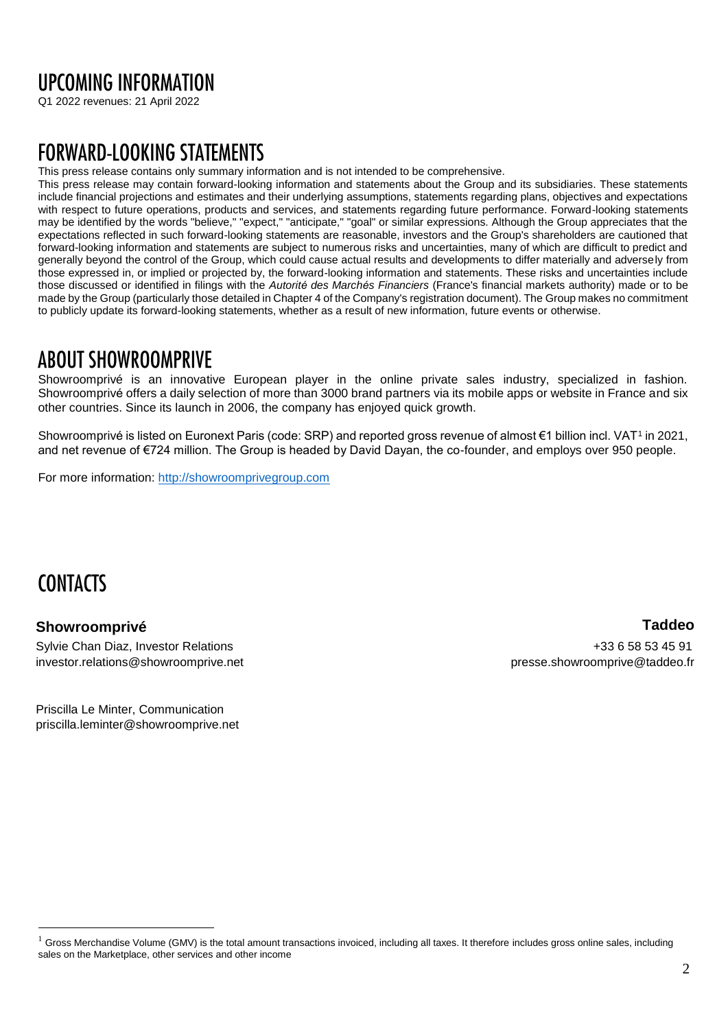# UPCOMING INFORMATION

Q1 2022 revenues: 21 April 2022

# FORWARD-LOOKING STATEMENTS

This press release contains only summary information and is not intended to be comprehensive.

This press release may contain forward-looking information and statements about the Group and its subsidiaries. These statements include financial projections and estimates and their underlying assumptions, statements regarding plans, objectives and expectations with respect to future operations, products and services, and statements regarding future performance. Forward-looking statements may be identified by the words "believe," "expect," "anticipate," "goal" or similar expressions. Although the Group appreciates that the expectations reflected in such forward-looking statements are reasonable, investors and the Group's shareholders are cautioned that forward-looking information and statements are subject to numerous risks and uncertainties, many of which are difficult to predict and generally beyond the control of the Group, which could cause actual results and developments to differ materially and adversely from those expressed in, or implied or projected by, the forward-looking information and statements. These risks and uncertainties include those discussed or identified in filings with the *Autorité des Marchés Financiers* (France's financial markets authority) made or to be made by the Group (particularly those detailed in Chapter 4 of the Company's registration document). The Group makes no commitment to publicly update its forward-looking statements, whether as a result of new information, future events or otherwise.

# ABOUT SHOWROOMPRIVE

Showroomprivé is an innovative European player in the online private sales industry, specialized in fashion. Showroomprivé offers a daily selection of more than 3000 brand partners via its mobile apps or website in France and six other countries. Since its launch in 2006, the company has enjoyed quick growth.

Showroomprivé is listed on Euronext Paris (code: SRP) and reported gross revenue of almost €1 billion incl. VAT[1] in 2021, and net revenue of €724 million. The Group is headed by David Dayan, the co-founder, and employs over 950 people.

For more information: http://showroomprivegroup.com

# CONTACTS

**Showroomprivé**

Sylvie Chan Diaz, Investor Relations
investor.relations@showroomprive.net

Priscilla Le Minter, Communication
priscilla.leminter@showroomprive.net

**Taddeo**

+33 6 58 53 45 91
presse.showroomprive@taddeo.fr

[1] Gross Merchandise Volume (GMV) is the total amount transactions invoiced, including all taxes. It therefore includes gross online sales, including sales on the Marketplace, other services and other income